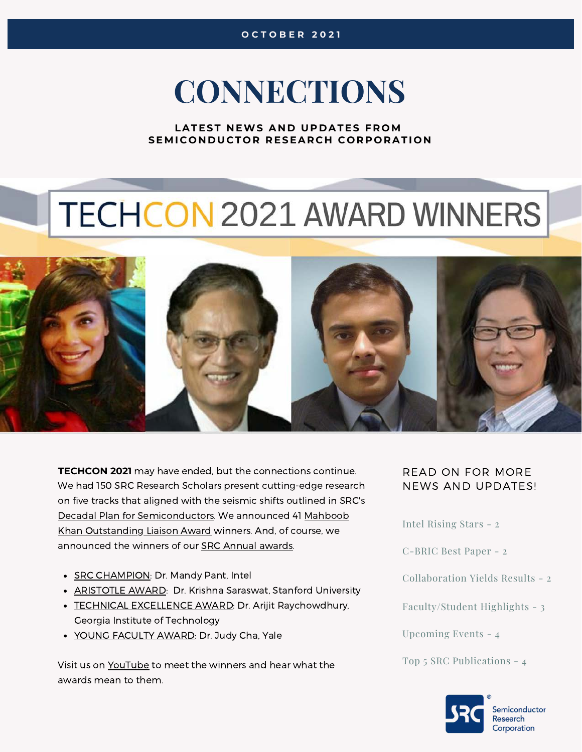OCTOBER 2021

# CONNECTIONS

**LATEST NEWS AND UPDATES FROM SEMICONDUCTOR RESEARCH CORPORATION**

## TECHCON 2021 AWARD WINNERS

**TECHCON 2021** may have ended, but the connections continue. We had 150 SRC Research Scholars present cutting-edge research on five tracks that aligned with the seismic shifts outlined in SRC's Decadal Plan for Semiconductors. We announced 41 Mahboob Khan Outstanding Liaison Award winners. And, of course, we announced the winners of our SRC Annual awards.

- SRC CHAMPION: Dr. Mandy Pant, Intel
- ARISTOTLE AWARD: Dr. Krishna Saraswat, Stanford University
- TECHNICAL EXCELLENCE AWARD: Dr. Arijit Raychowdhury, Georgia Institute of Technology
- YOUNG FACULTY AWARD: Dr. Judy Cha, Yale

Visit us on YouTube to meet the winners and hear what the awards mean to them.

READ ON FOR MORE NEWS AND UPDATES!

- Intel Rising Stars - 2
- C-BRIC Best Paper - 2
- Collaboration Yields Results - 2
- Faculty/Student Highlights - 3
- Upcoming Events - 4
- Top 5 SRC Publications - 4

SRC® Semiconductor Research Corporation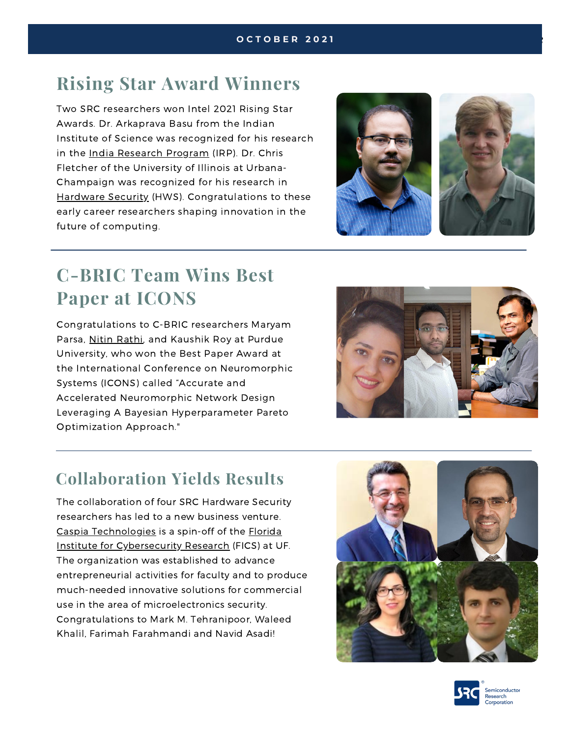## Rising Star Award Winners

Two SRC researchers won Intel 2021 Rising Star Awards. Dr. Arkaprava Basu from the Indian Institute of Science was recognized for his research in the India Research Program (IRP). Dr. Chris Fletcher of the University of Illinois at Urbana-Champaign was recognized for his research in Hardware Security (HWS). Congratulations to these early career researchers shaping innovation in the future of computing.

## C-BRIC Team Wins Best Paper at ICONS

Congratulations to C-BRIC researchers Maryam Parsa, Nitin Rathi, and Kaushik Roy at Purdue University, who won the Best Paper Award at the International Conference on Neuromorphic Systems (ICONS) called "Accurate and Accelerated Neuromorphic Network Design Leveraging A Bayesian Hyperparameter Pareto Optimization Approach."

## Collaboration Yields Results

The collaboration of four SRC Hardware Security researchers has led to a new business venture. Caspia Technologies is a spin-off of the Florida Institute for Cybersecurity Research (FICS) at UF. The organization was established to advance entrepreneurial activities for faculty and to produce much-needed innovative solutions for commercial use in the area of microelectronics security. Congratulations to Mark M. Tehranipoor, Waleed Khalil, Farimah Farahmandi and Navid Asadi!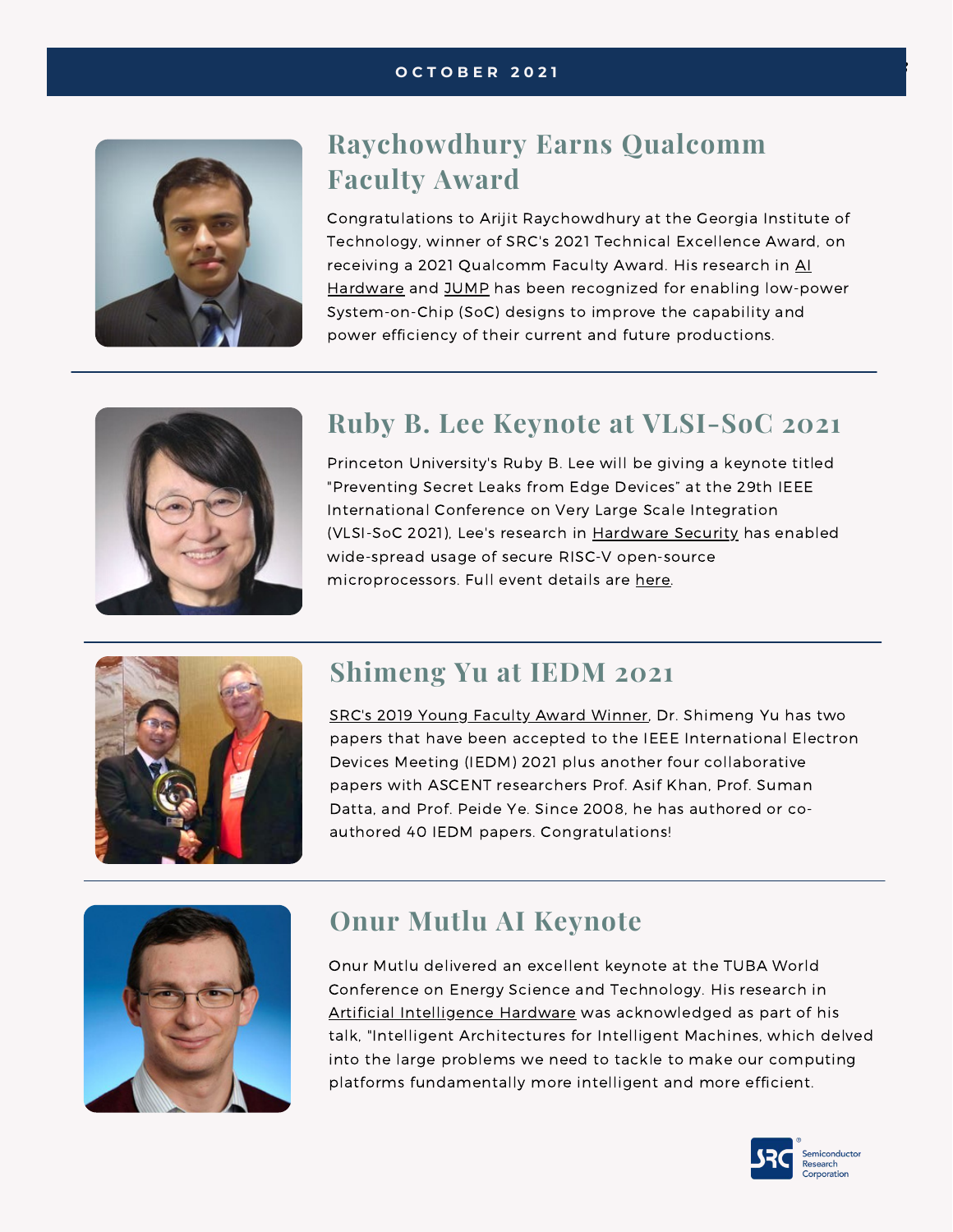## Raychowdhury Earns Qualcomm Faculty Award

Congratulations to Arijit Raychowdhury at the Georgia Institute of Technology, winner of SRC's 2021 Technical Excellence Award, on receiving a 2021 Qualcomm Faculty Award. His research in AI Hardware and JUMP has been recognized for enabling low-power System-on-Chip (SoC) designs to improve the capability and power efficiency of their current and future productions.

## Ruby B. Lee Keynote at VLSI-SoC 2021

Princeton University's Ruby B. Lee will be giving a keynote titled "Preventing Secret Leaks from Edge Devices" at the 29th IEEE International Conference on Very Large Scale Integration (VLSI-SoC 2021), Lee's research in Hardware Security has enabled wide-spread usage of secure RISC-V open-source microprocessors. Full event details are here.

## Shimeng Yu at IEDM 2021

SRC's 2019 Young Faculty Award Winner, Dr. Shimeng Yu has two papers that have been accepted to the IEEE International Electron Devices Meeting (IEDM) 2021 plus another four collaborative papers with ASCENT researchers Prof. Asif Khan, Prof. Suman Datta, and Prof. Peide Ye. Since 2008, he has authored or co-authored 40 IEDM papers. Congratulations!

## Onur Mutlu AI Keynote

Onur Mutlu delivered an excellent keynote at the TUBA World Conference on Energy Science and Technology. His research in Artificial Intelligence Hardware was acknowledged as part of his talk, "Intelligent Architectures for Intelligent Machines, which delved into the large problems we need to tackle to make our computing platforms fundamentally more intelligent and more efficient.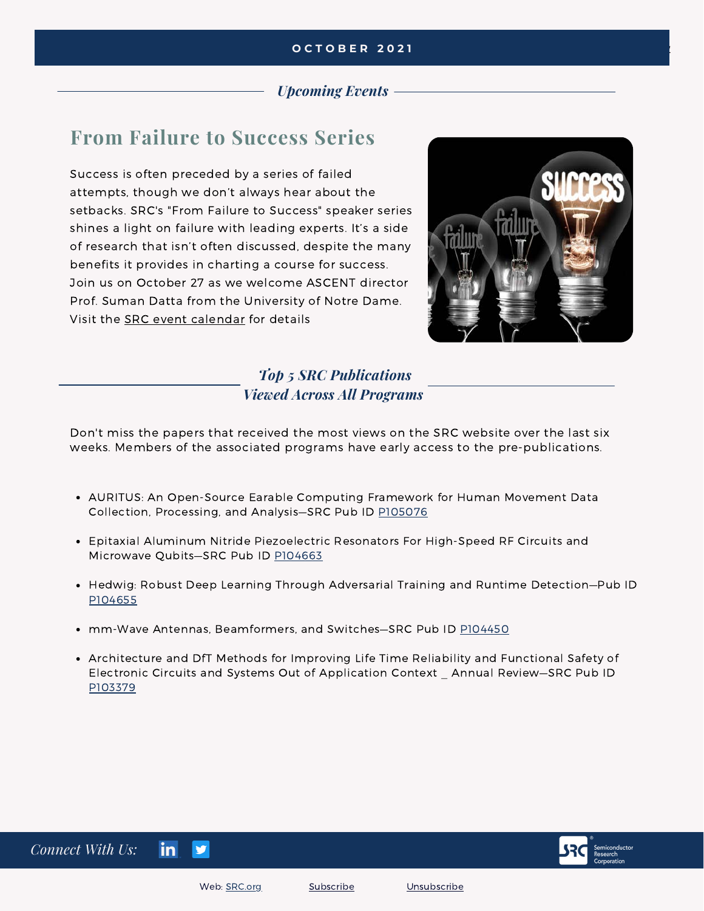*Upcoming Events*

## From Failure to Success Series

Success is often preceded by a series of failed attempts, though we don't always hear about the setbacks. SRC's "From Failure to Success" speaker series shines a light on failure with leading experts. It's a side of research that isn't often discussed, despite the many benefits it provides in charting a course for success. Join us on October 27 as we welcome ASCENT director Prof. Suman Datta from the University of Notre Dame. Visit the SRC event calendar for details

*Top 5 SRC Publications Viewed Across All Programs*

Don't miss the papers that received the most views on the SRC website over the last six weeks. Members of the associated programs have early access to the pre-publications.

- AURITUS: An Open-Source Earable Computing Framework for Human Movement Data Collection, Processing, and Analysis—SRC Pub ID P105076
- Epitaxial Aluminum Nitride Piezoelectric Resonators For High-Speed RF Circuits and Microwave Qubits—SRC Pub ID P104663
- Hedwig: Robust Deep Learning Through Adversarial Training and Runtime Detection—Pub ID P104655
- mm-Wave Antennas, Beamformers, and Switches—SRC Pub ID P104450
- Architecture and DfT Methods for Improving Life Time Reliability and Functional Safety of Electronic Circuits and Systems Out of Application Context _ Annual Review—SRC Pub ID P103379

*Connect With Us:*

Semiconductor Research Corporation

Web: SRC.org Subscribe Unsubscribe